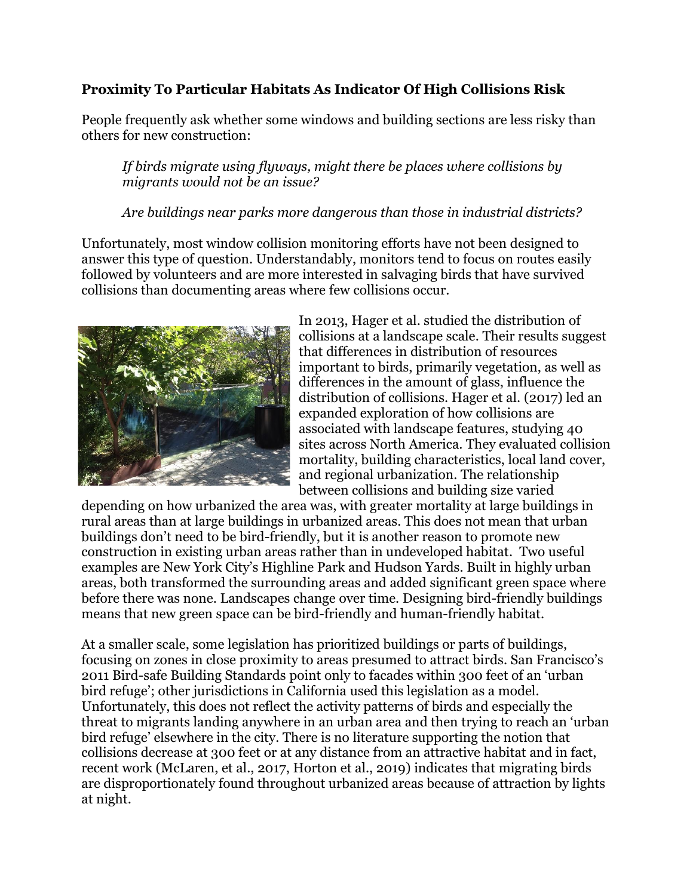**Proximity To Particular Habitats As Indicator Of High Collisions Risk**

People frequently ask whether some windows and building sections are less risky than others for new construction:

> *If birds migrate using flyways, might there be places where collisions by migrants would not be an issue?*
>
> *Are buildings near parks more dangerous than those in industrial districts?*

Unfortunately, most window collision monitoring efforts have not been designed to answer this type of question. Understandably, monitors tend to focus on routes easily followed by volunteers and are more interested in salvaging birds that have survived collisions than documenting areas where few collisions occur.

In 2013, Hager et al. studied the distribution of collisions at a landscape scale. Their results suggest that differences in distribution of resources important to birds, primarily vegetation, as well as differences in the amount of glass, influence the distribution of collisions. Hager et al. (2017) led an expanded exploration of how collisions are associated with landscape features, studying 40 sites across North America. They evaluated collision mortality, building characteristics, local land cover, and regional urbanization. The relationship between collisions and building size varied depending on how urbanized the area was, with greater mortality at large buildings in rural areas than at large buildings in urbanized areas. This does not mean that urban buildings don't need to be bird-friendly, but it is another reason to promote new construction in existing urban areas rather than in undeveloped habitat. Two useful examples are New York City's Highline Park and Hudson Yards. Built in highly urban areas, both transformed the surrounding areas and added significant green space where before there was none. Landscapes change over time. Designing bird-friendly buildings means that new green space can be bird-friendly and human-friendly habitat.

At a smaller scale, some legislation has prioritized buildings or parts of buildings, focusing on zones in close proximity to areas presumed to attract birds. San Francisco's 2011 Bird-safe Building Standards point only to facades within 300 feet of an 'urban bird refuge'; other jurisdictions in California used this legislation as a model. Unfortunately, this does not reflect the activity patterns of birds and especially the threat to migrants landing anywhere in an urban area and then trying to reach an 'urban bird refuge' elsewhere in the city. There is no literature supporting the notion that collisions decrease at 300 feet or at any distance from an attractive habitat and in fact, recent work (McLaren, et al., 2017, Horton et al., 2019) indicates that migrating birds are disproportionately found throughout urbanized areas because of attraction by lights at night.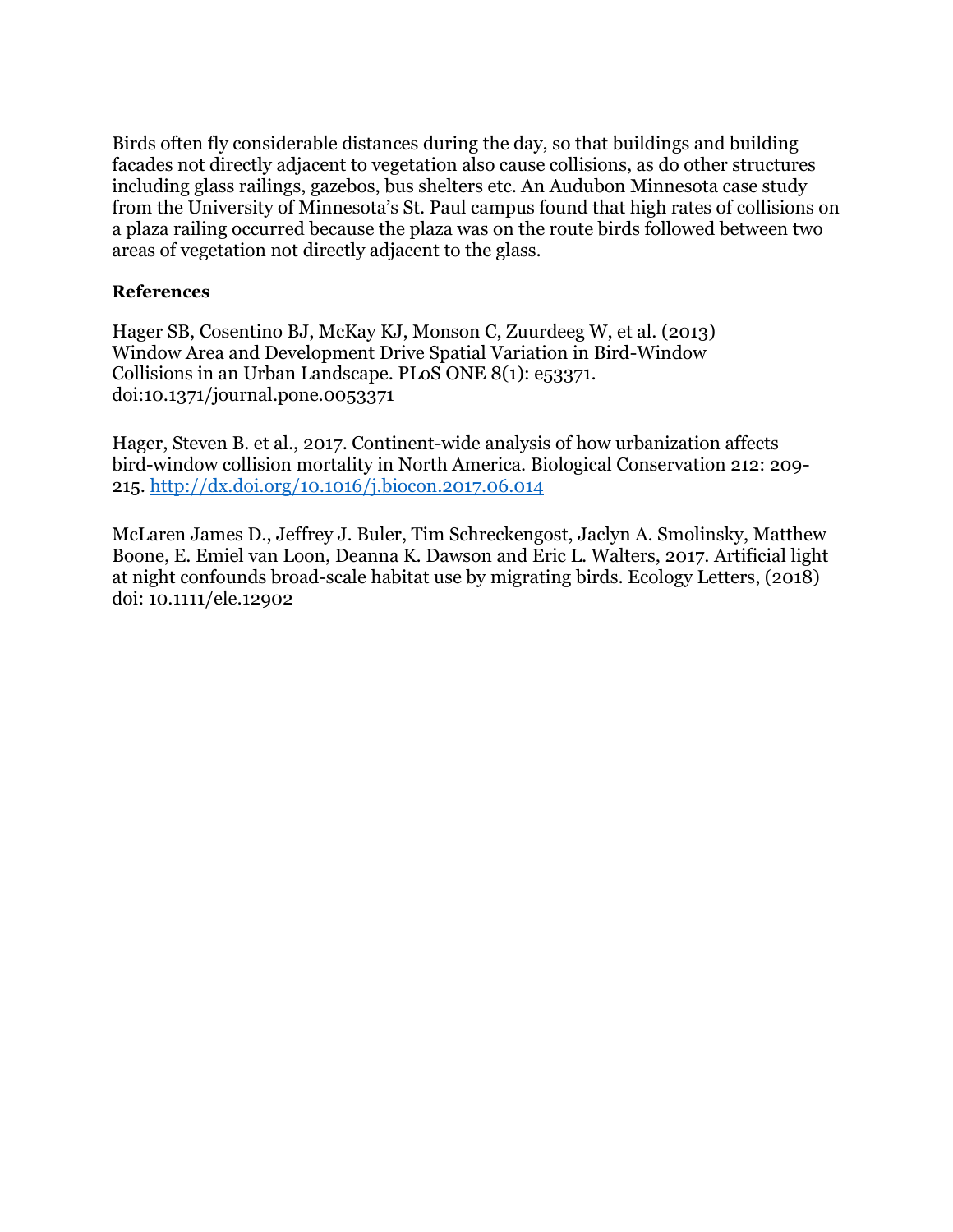Birds often fly considerable distances during the day, so that buildings and building facades not directly adjacent to vegetation also cause collisions, as do other structures including glass railings, gazebos, bus shelters etc. An Audubon Minnesota case study from the University of Minnesota's St. Paul campus found that high rates of collisions on a plaza railing occurred because the plaza was on the route birds followed between two areas of vegetation not directly adjacent to the glass.

**References**

Hager SB, Cosentino BJ, McKay KJ, Monson C, Zuurdeeg W, et al. (2013) Window Area and Development Drive Spatial Variation in Bird-Window Collisions in an Urban Landscape. PLoS ONE 8(1): e53371. doi:10.1371/journal.pone.0053371

Hager, Steven B. et al., 2017. Continent-wide analysis of how urbanization affects bird-window collision mortality in North America. Biological Conservation 212: 209-215. http://dx.doi.org/10.1016/j.biocon.2017.06.014

McLaren James D., Jeffrey J. Buler, Tim Schreckengost, Jaclyn A. Smolinsky, Matthew Boone, E. Emiel van Loon, Deanna K. Dawson and Eric L. Walters, 2017. Artificial light at night confounds broad-scale habitat use by migrating birds. Ecology Letters, (2018) doi: 10.1111/ele.12902